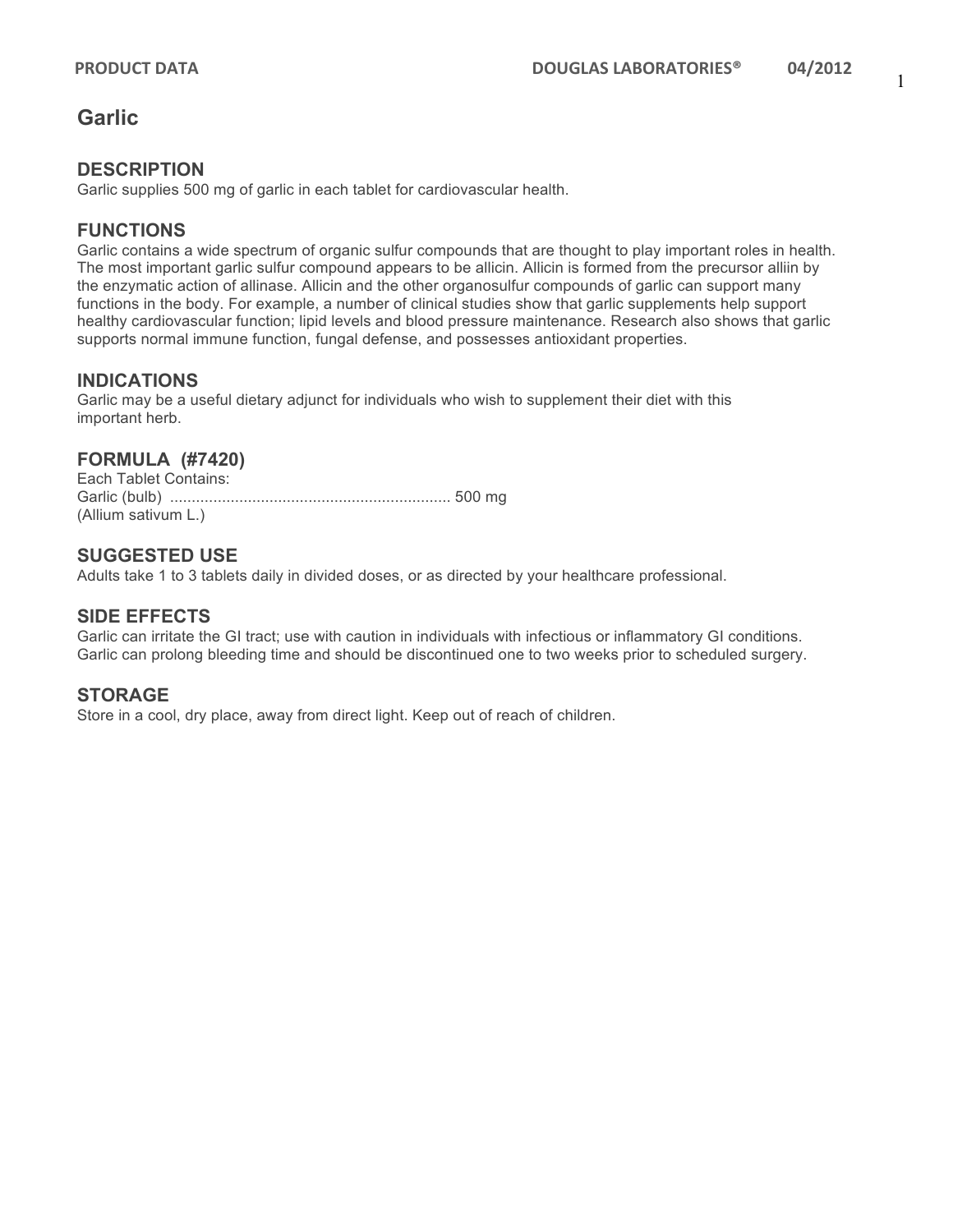# Garlic

## DESCRIPTION

Garlic supplies 500 mg of garlic in each tablet for cardiovascular health.

## FUNCTIONS

Garlic contains a wide spectrum of organic sulfur compounds that are thought to play important roles in health. The most important garlic sulfur compound appears to be allicin. Allicin is formed from the precursor alliin by the enzymatic action of allinase. Allicin and the other organosulfur compounds of garlic can support many functions in the body. For example, a number of clinical studies show that garlic supplements help support healthy cardiovascular function; lipid levels and blood pressure maintenance. Research also shows that garlic supports normal immune function, fungal defense, and possesses antioxidant properties.

## INDICATIONS

Garlic may be a useful dietary adjunct for individuals who wish to supplement their diet with this important herb.

## FORMULA (#7420)

Each Tablet Contains:
Garlic (bulb) ................................................................ 500 mg
(Allium sativum L.)

## SUGGESTED USE

Adults take 1 to 3 tablets daily in divided doses, or as directed by your healthcare professional.

## SIDE EFFECTS

Garlic can irritate the GI tract; use with caution in individuals with infectious or inflammatory GI conditions. Garlic can prolong bleeding time and should be discontinued one to two weeks prior to scheduled surgery.

## STORAGE

Store in a cool, dry place, away from direct light. Keep out of reach of children.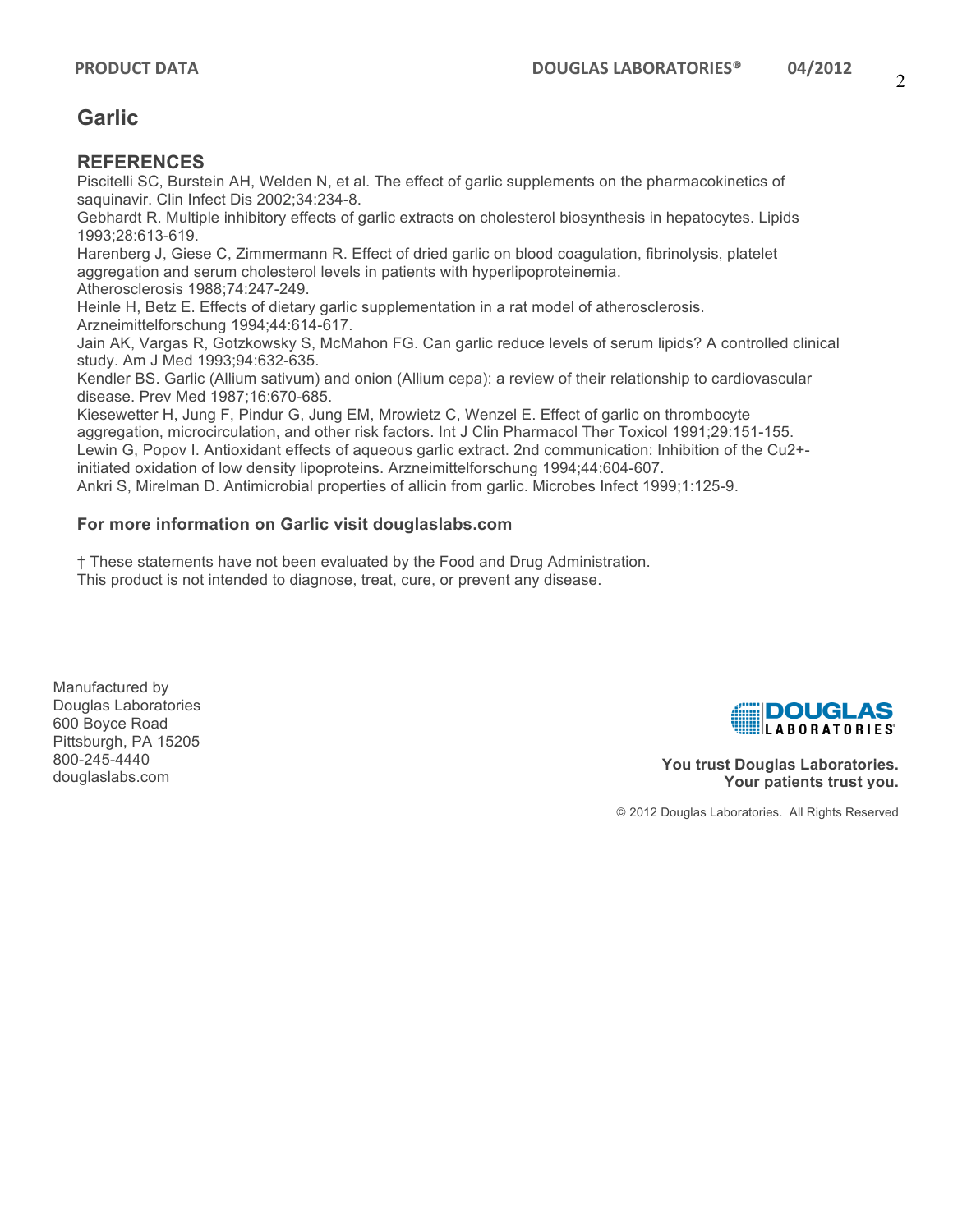# Garlic

## REFERENCES

Piscitelli SC, Burstein AH, Welden N, et al. The effect of garlic supplements on the pharmacokinetics of saquinavir. Clin Infect Dis 2002;34:234-8.
Gebhardt R. Multiple inhibitory effects of garlic extracts on cholesterol biosynthesis in hepatocytes. Lipids 1993;28:613-619.
Harenberg J, Giese C, Zimmermann R. Effect of dried garlic on blood coagulation, fibrinolysis, platelet aggregation and serum cholesterol levels in patients with hyperlipoproteinemia. Atherosclerosis 1988;74:247-249.
Heinle H, Betz E. Effects of dietary garlic supplementation in a rat model of atherosclerosis. Arzneimittelforschung 1994;44:614-617.
Jain AK, Vargas R, Gotzkowsky S, McMahon FG. Can garlic reduce levels of serum lipids? A controlled clinical study. Am J Med 1993;94:632-635.
Kendler BS. Garlic (Allium sativum) and onion (Allium cepa): a review of their relationship to cardiovascular disease. Prev Med 1987;16:670-685.
Kiesewetter H, Jung F, Pindur G, Jung EM, Mrowietz C, Wenzel E. Effect of garlic on thrombocyte aggregation, microcirculation, and other risk factors. Int J Clin Pharmacol Ther Toxicol 1991;29:151-155.
Lewin G, Popov I. Antioxidant effects of aqueous garlic extract. 2nd communication: Inhibition of the $Cu^{2+}$-initiated oxidation of low density lipoproteins. Arzneimittelforschung 1994;44:604-607.
Ankri S, Mirelman D. Antimicrobial properties of allicin from garlic. Microbes Infect 1999;1:125-9.

**For more information on Garlic visit douglaslabs.com**

† These statements have not been evaluated by the Food and Drug Administration.
This product is not intended to diagnose, treat, cure, or prevent any disease.

Manufactured by
Douglas Laboratories
600 Boyce Road
Pittsburgh, PA 15205
800-245-4440
douglaslabs.com

DOUGLAS LABORATORIES

**You trust Douglas Laboratories.**
**Your patients trust you.**

© 2012 Douglas Laboratories. All Rights Reserved